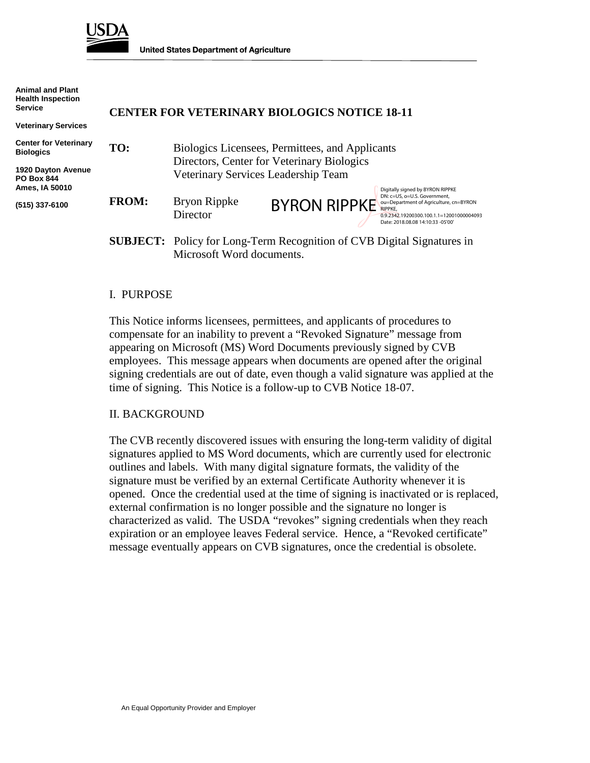USDA

United States Department of Agriculture

**Animal and Plant Health Inspection Service**

**Veterinary Services**

**Center for Veterinary Biologics**

**1920 Dayton Avenue**
**PO Box 844**
**Ames, IA 50010**

**(515) 337-6100**

# CENTER FOR VETERINARY BIOLOGICS NOTICE 18-11

**TO:** Biologics Licensees, Permittees, and Applicants
Directors, Center for Veterinary Biologics
Veterinary Services Leadership Team

**FROM:** Bryon Rippke
Director

BYRON RIPPKE

Digitally signed by BYRON RIPPKE
DN: c=US, o=U.S. Government, ou=Department of Agriculture, cn=BYRON RIPPKE, 0.9.2342.19200300.100.1.1=12001000004093
Date: 2018.08.08 14:10:33 -05'00'

**SUBJECT:** Policy for Long-Term Recognition of CVB Digital Signatures in Microsoft Word documents.

## I. PURPOSE

This Notice informs licensees, permittees, and applicants of procedures to compensate for an inability to prevent a "Revoked Signature" message from appearing on Microsoft (MS) Word Documents previously signed by CVB employees. This message appears when documents are opened after the original signing credentials are out of date, even though a valid signature was applied at the time of signing. This Notice is a follow-up to CVB Notice 18-07.

## II. BACKGROUND

The CVB recently discovered issues with ensuring the long-term validity of digital signatures applied to MS Word documents, which are currently used for electronic outlines and labels. With many digital signature formats, the validity of the signature must be verified by an external Certificate Authority whenever it is opened. Once the credential used at the time of signing is inactivated or is replaced, external confirmation is no longer possible and the signature no longer is characterized as valid. The USDA "revokes" signing credentials when they reach expiration or an employee leaves Federal service. Hence, a "Revoked certificate" message eventually appears on CVB signatures, once the credential is obsolete.

An Equal Opportunity Provider and Employer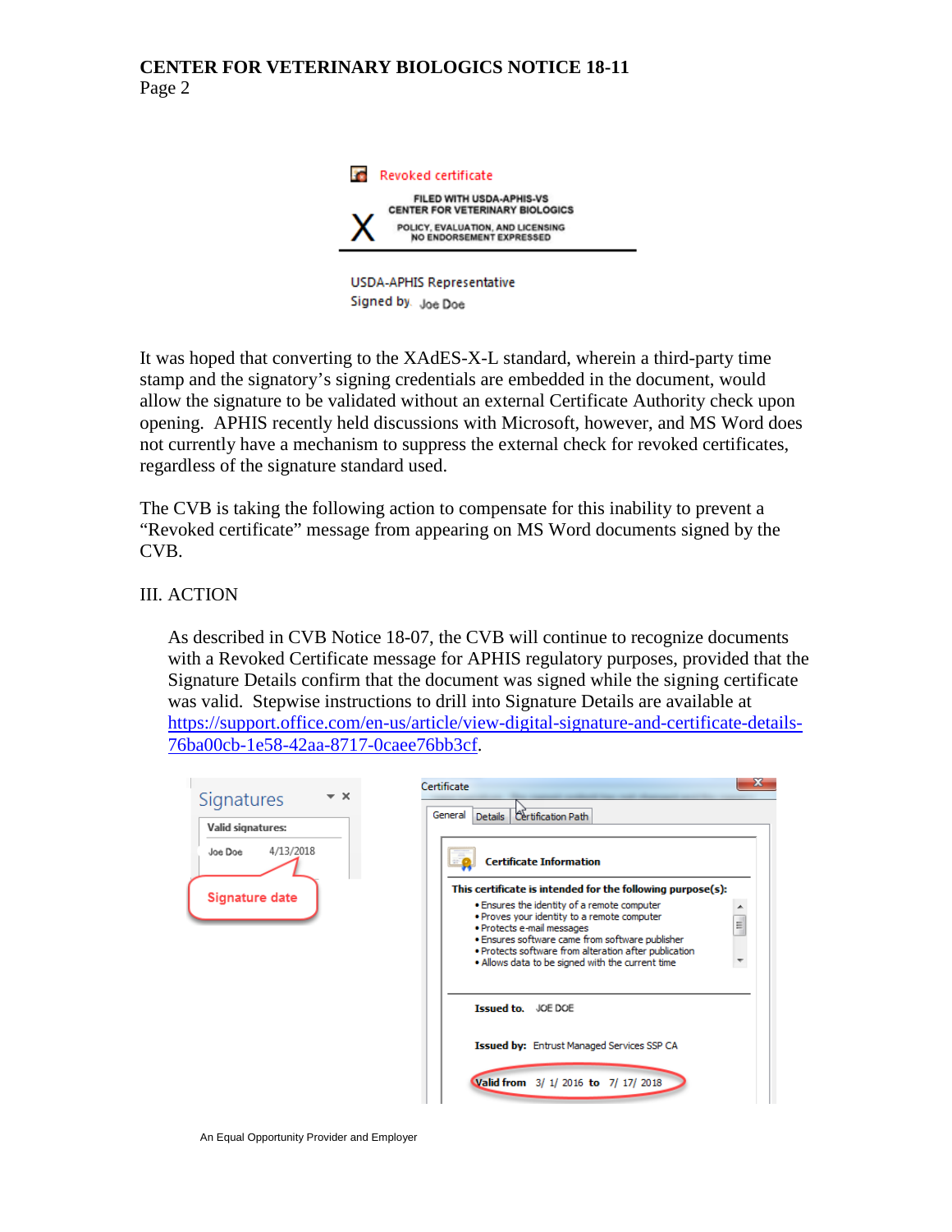It was hoped that converting to the XAdES-X-L standard, wherein a third-party time stamp and the signatory's signing credentials are embedded in the document, would allow the signature to be validated without an external Certificate Authority check upon opening. APHIS recently held discussions with Microsoft, however, and MS Word does not currently have a mechanism to suppress the external check for revoked certificates, regardless of the signature standard used.

The CVB is taking the following action to compensate for this inability to prevent a "Revoked certificate" message from appearing on MS Word documents signed by the CVB.

III. ACTION

As described in CVB Notice 18-07, the CVB will continue to recognize documents with a Revoked Certificate message for APHIS regulatory purposes, provided that the Signature Details confirm that the document was signed while the signing certificate was valid. Stepwise instructions to drill into Signature Details are available at https://support.office.com/en-us/article/view-digital-signature-and-certificate-details-76ba00cb-1e58-42aa-8717-0caee76bb3cf.

An Equal Opportunity Provider and Employer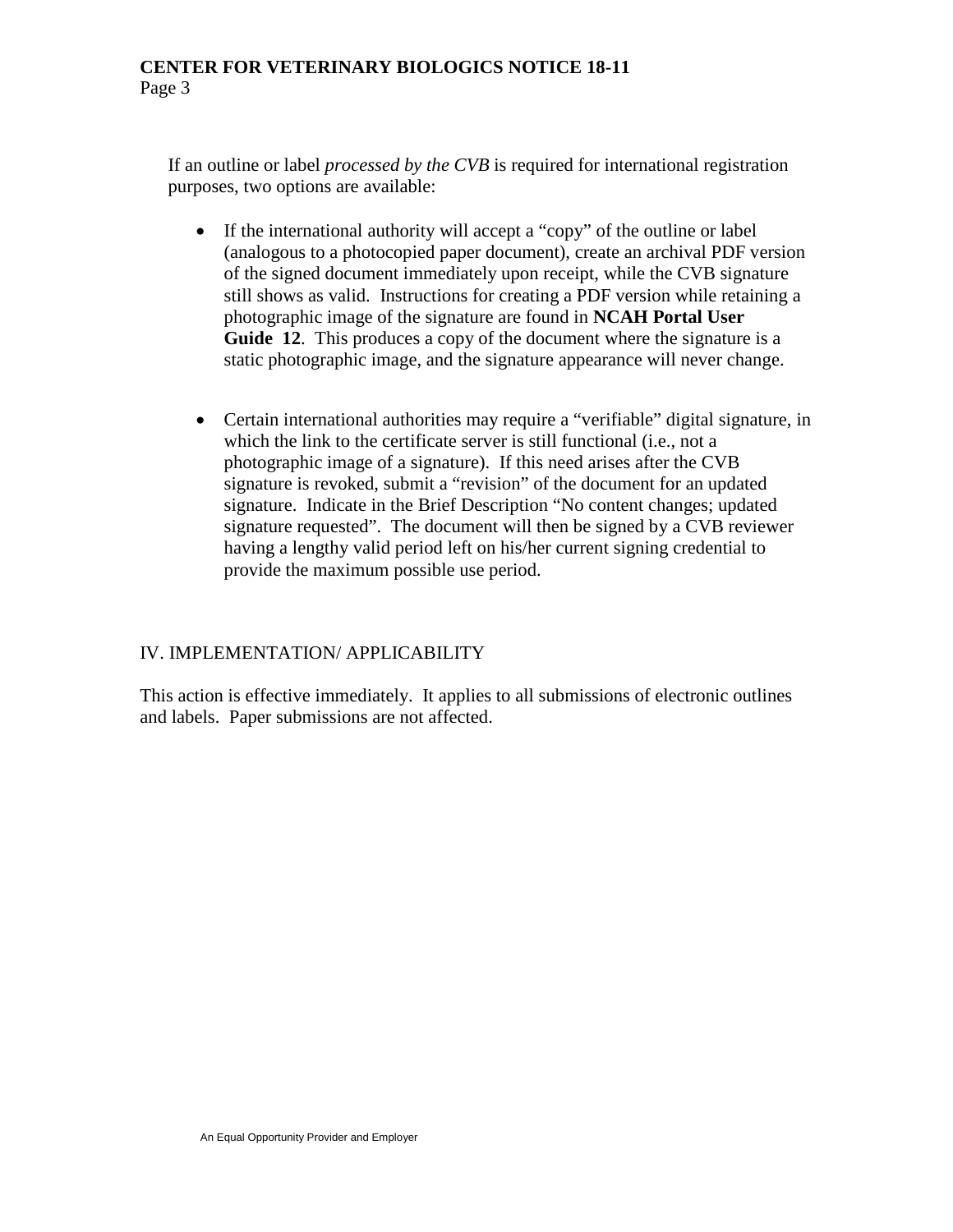If an outline or label *processed by the CVB* is required for international registration purposes, two options are available:

- If the international authority will accept a "copy" of the outline or label (analogous to a photocopied paper document), create an archival PDF version of the signed document immediately upon receipt, while the CVB signature still shows as valid. Instructions for creating a PDF version while retaining a photographic image of the signature are found in **NCAH Portal User Guide 12**. This produces a copy of the document where the signature is a static photographic image, and the signature appearance will never change.

- Certain international authorities may require a "verifiable" digital signature, in which the link to the certificate server is still functional (i.e., not a photographic image of a signature). If this need arises after the CVB signature is revoked, submit a "revision" of the document for an updated signature. Indicate in the Brief Description "No content changes; updated signature requested". The document will then be signed by a CVB reviewer having a lengthy valid period left on his/her current signing credential to provide the maximum possible use period.

## IV. IMPLEMENTATION/ APPLICABILITY

This action is effective immediately. It applies to all submissions of electronic outlines and labels. Paper submissions are not affected.